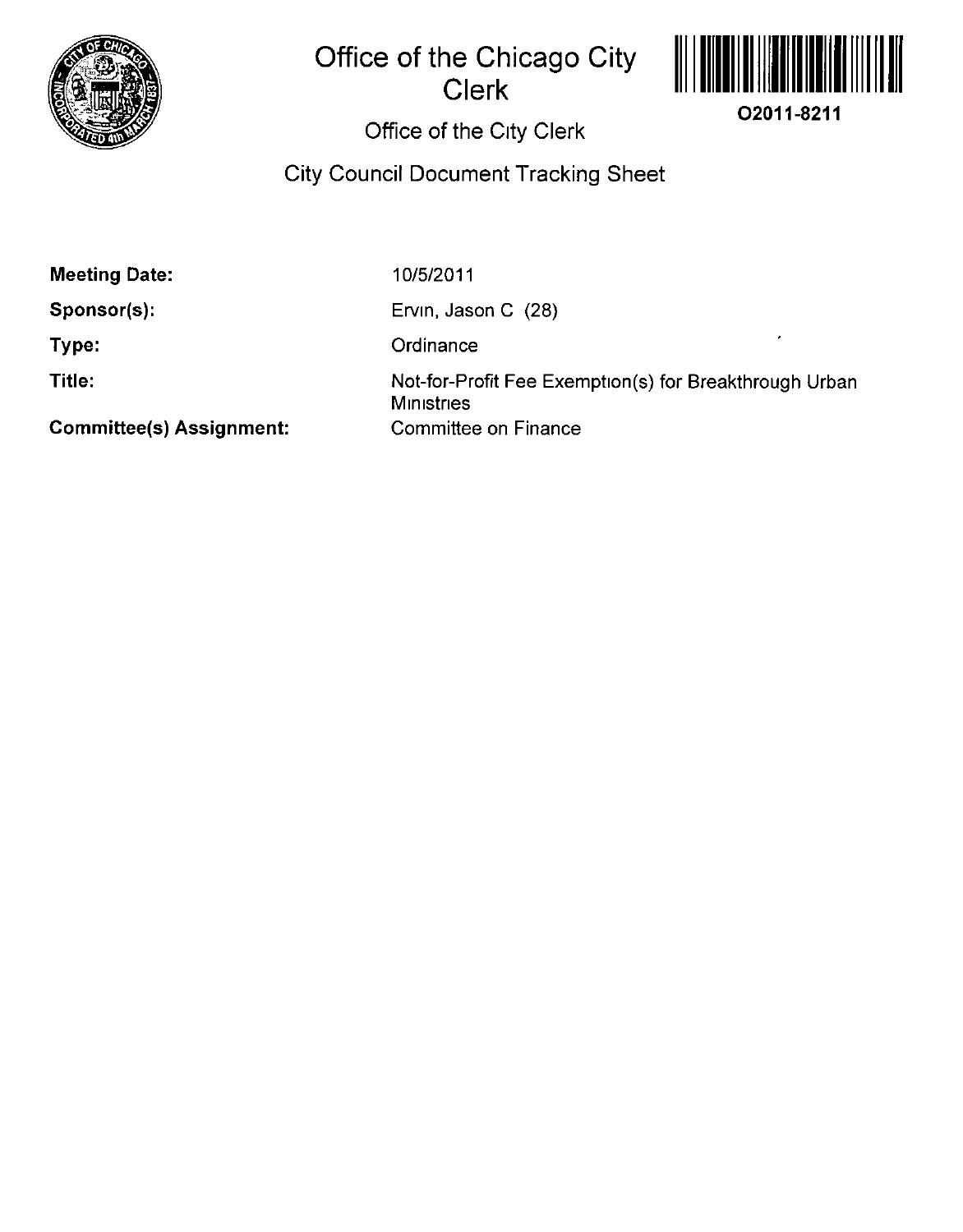# Office of the Chicago City Clerk

O2011-8211

## Office of the City Clerk

## City Council Document Tracking Sheet

**Meeting Date:** 10/5/2011

**Sponsor(s):** Ervin, Jason C (28)

**Type:** Ordinance

**Title:** Not-for-Profit Fee Exemption(s) for Breakthrough Urban Ministries

**Committee(s) Assignment:** Committee on Finance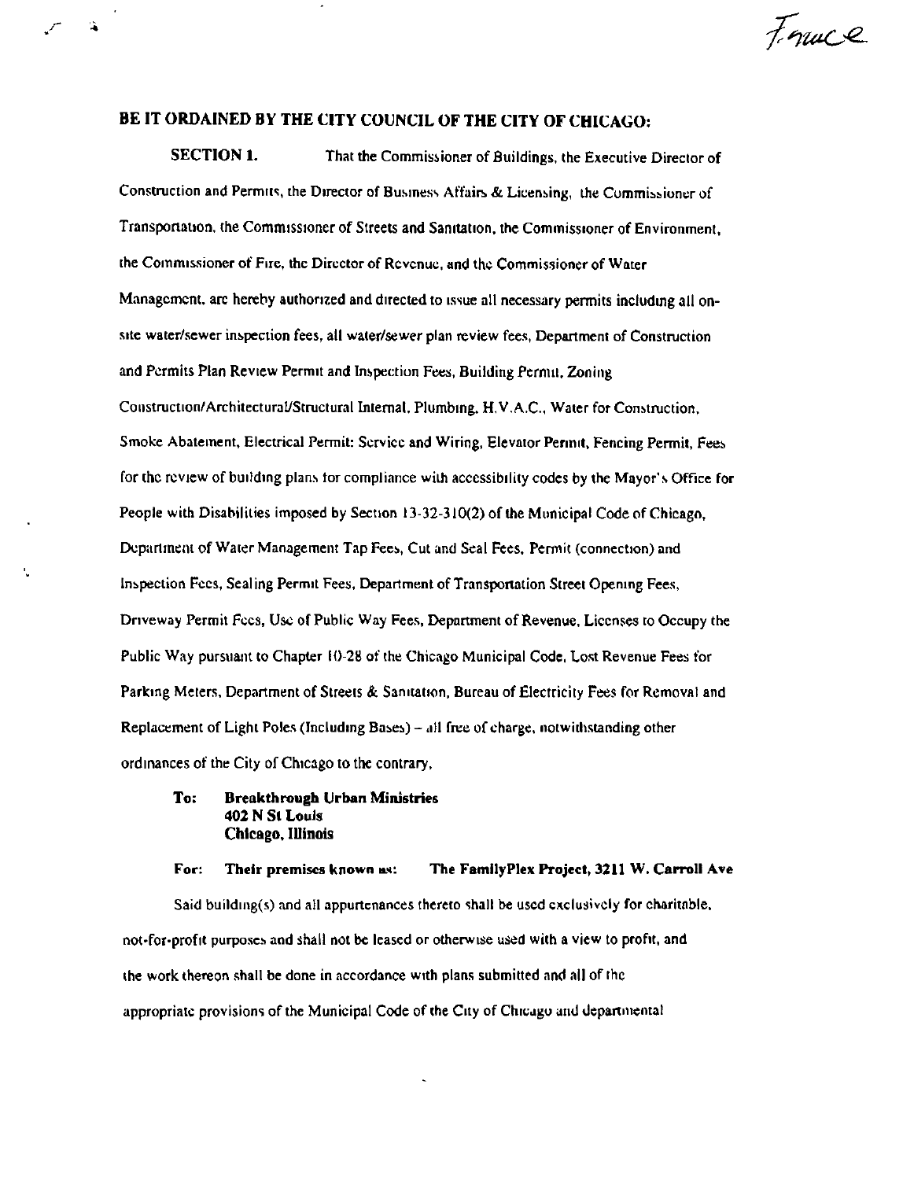Finuce

**BE IT ORDAINED BY THE CITY COUNCIL OF THE CITY OF CHICAGO:**

**SECTION 1.** That the Commissioner of Buildings, the Executive Director of Construction and Permits, the Director of Business Affairs & Licensing, the Commissioner of Transportation, the Commissioner of Streets and Sanitation, the Commissioner of Environment, the Commissioner of Fire, the Director of Revenue, and the Commissioner of Water Management, are hereby authorized and directed to issue all necessary permits including all on-site water/sewer inspection fees, all water/sewer plan review fees, Department of Construction and Permits Plan Review Permit and Inspection Fees, Building Permit, Zoning Construction/Architectural/Structural Internal, Plumbing, H.V.A.C., Water for Construction, Smoke Abatement, Electrical Permit: Service and Wiring, Elevator Permit, Fencing Permit, Fees for the review of building plans for compliance with accessibility codes by the Mayor's Office for People with Disabilities imposed by Section 13-32-310(2) of the Municipal Code of Chicago, Department of Water Management Tap Fees, Cut and Seal Fees, Permit (connection) and Inspection Fees, Sealing Permit Fees, Department of Transportation Street Opening Fees, Driveway Permit Fees, Use of Public Way Fees, Department of Revenue, Licenses to Occupy the Public Way pursuant to Chapter 10-28 of the Chicago Municipal Code, Lost Revenue Fees for Parking Meters, Department of Streets & Sanitation, Bureau of Electricity Fees for Removal and Replacement of Light Poles (Including Bases) – all free of charge, notwithstanding other ordinances of the City of Chicago to the contrary,

**To: Breakthrough Urban Ministries**
**402 N St Louis**
**Chicago, Illinois**

**For: Their premises known as: The FamilyPlex Project, 3211 W. Carroll Ave**

Said building(s) and all appurtenances thereto shall be used exclusively for charitable, not-for-profit purposes and shall not be leased or otherwise used with a view to profit, and the work thereon shall be done in accordance with plans submitted and all of the appropriate provisions of the Municipal Code of the City of Chicago and departmental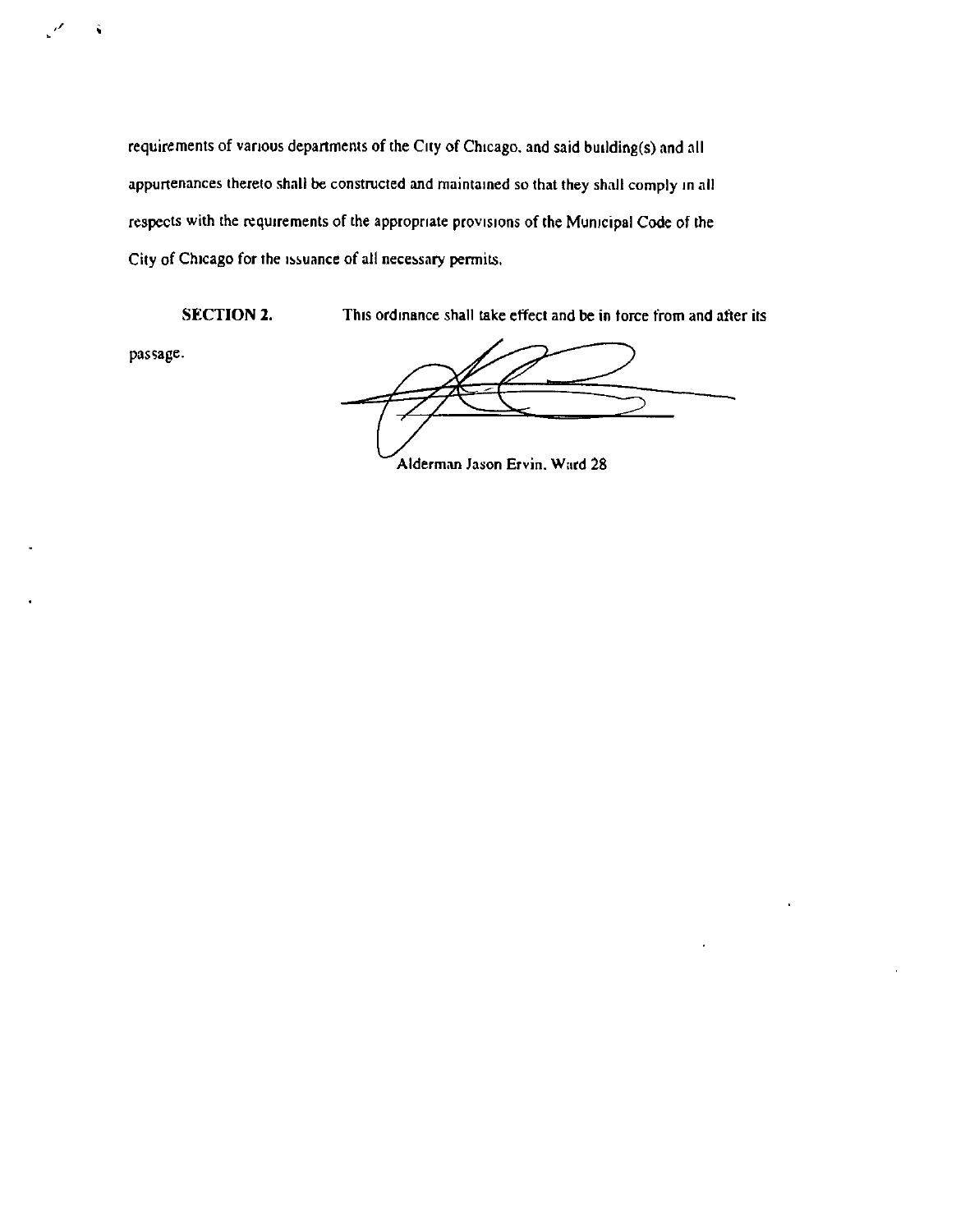requirements of various departments of the City of Chicago, and said building(s) and all appurtenances thereto shall be constructed and maintained so that they shall comply in all respects with the requirements of the appropriate provisions of the Municipal Code of the City of Chicago for the issuance of all necessary permits.

**SECTION 2.** This ordinance shall take effect and be in force from and after its passage.

Alderman Jason Ervin, Ward 28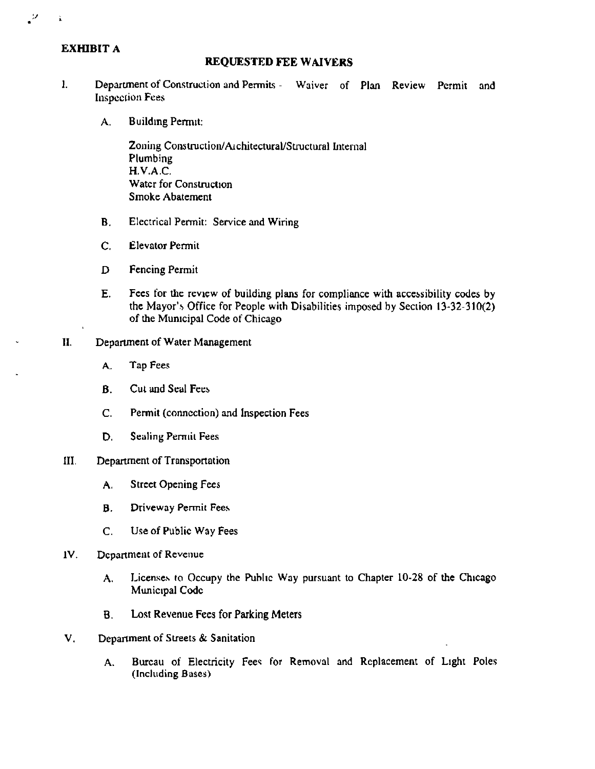**EXHIBIT A**

## REQUESTED FEE WAIVERS

I. Department of Construction and Permits - Waiver of Plan Review Permit and Inspection Fees

   A. Building Permit:

      Zoning Construction/Architectural/Structural Internal
      Plumbing
      H.V.A.C.
      Water for Construction
      Smoke Abatement

   B. Electrical Permit: Service and Wiring

   C. Elevator Permit

   D Fencing Permit

   E. Fees for the review of building plans for compliance with accessibility codes by the Mayor's Office for People with Disabilities imposed by Section 13-32-310(2) of the Municipal Code of Chicago

II. Department of Water Management

   A. Tap Fees

   B. Cut and Seal Fees

   C. Permit (connection) and Inspection Fees

   D. Sealing Permit Fees

III. Department of Transportation

   A. Street Opening Fees

   B. Driveway Permit Fees

   C. Use of Public Way Fees

IV. Department of Revenue

   A. Licenses to Occupy the Public Way pursuant to Chapter 10-28 of the Chicago Municipal Code

   B. Lost Revenue Fees for Parking Meters

V. Department of Streets & Sanitation

   A. Bureau of Electricity Fees for Removal and Replacement of Light Poles (Including Bases)